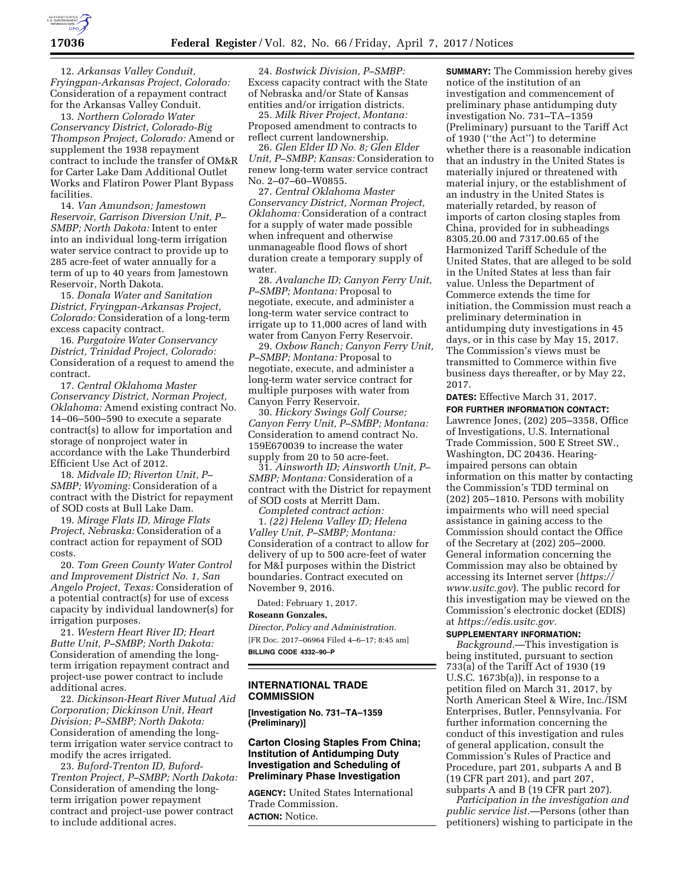12. *Arkansas Valley Conduit, Fryingpan-Arkansas Project, Colorado:* Consideration of a repayment contract for the Arkansas Valley Conduit.

13. *Northern Colorado Water Conservancy District, Colorado-Big Thompson Project, Colorado:* Amend or supplement the 1938 repayment contract to include the transfer of OM&R for Carter Lake Dam Additional Outlet Works and Flatiron Power Plant Bypass facilities.

14. *Van Amundson; Jamestown Reservoir, Garrison Diversion Unit, P–SMBP; North Dakota:* Intent to enter into an individual long-term irrigation water service contract to provide up to 285 acre-feet of water annually for a term of up to 40 years from Jamestown Reservoir, North Dakota.

15. *Donala Water and Sanitation District, Fryingpan-Arkansas Project, Colorado:* Consideration of a long-term excess capacity contract.

16. *Purgatoire Water Conservancy District, Trinidad Project, Colorado:* Consideration of a request to amend the contract.

17. *Central Oklahoma Master Conservancy District, Norman Project, Oklahoma:* Amend existing contract No. 14–06–500–590 to execute a separate contract(s) to allow for importation and storage of nonproject water in accordance with the Lake Thunderbird Efficient Use Act of 2012.

18. *Midvale ID; Riverton Unit, P–SMBP; Wyoming:* Consideration of a contract with the District for repayment of SOD costs at Bull Lake Dam.

19. *Mirage Flats ID, Mirage Flats Project, Nebraska:* Consideration of a contract action for repayment of SOD costs.

20. *Tom Green County Water Control and Improvement District No. 1, San Angelo Project, Texas:* Consideration of a potential contract(s) for use of excess capacity by individual landowner(s) for irrigation purposes.

21. *Western Heart River ID; Heart Butte Unit, P–SMBP; North Dakota:* Consideration of amending the long-term irrigation repayment contract and project-use power contract to include additional acres.

22. *Dickinson-Heart River Mutual Aid Corporation; Dickinson Unit, Heart Division; P–SMBP; North Dakota:* Consideration of amending the long-term irrigation water service contract to modify the acres irrigated.

23. *Buford-Trenton ID, Buford-Trenton Project, P–SMBP; North Dakota:* Consideration of amending the long-term irrigation power repayment contract and project-use power contract to include additional acres.

24. *Bostwick Division, P–SMBP:* Excess capacity contract with the State of Nebraska and/or State of Kansas entities and/or irrigation districts.

25. *Milk River Project, Montana:* Proposed amendment to contracts to reflect current landownership.

26. *Glen Elder ID No. 8; Glen Elder Unit, P–SMBP; Kansas:* Consideration to renew long-term water service contract No. 2–07–60–W0855.

27. *Central Oklahoma Master Conservancy District, Norman Project, Oklahoma:* Consideration of a contract for a supply of water made possible when infrequent and otherwise unmanageable flood flows of short duration create a temporary supply of water.

28. *Avalanche ID; Canyon Ferry Unit, P–SMBP; Montana:* Proposal to negotiate, execute, and administer a long-term water service contract to irrigate up to 11,000 acres of land with water from Canyon Ferry Reservoir.

29. *Oxbow Ranch; Canyon Ferry Unit, P–SMBP; Montana:* Proposal to negotiate, execute, and administer a long-term water service contract for multiple purposes with water from Canyon Ferry Reservoir.

30. *Hickory Swings Golf Course; Canyon Ferry Unit, P–SMBP; Montana:* Consideration to amend contract No. 159E670039 to increase the water supply from 20 to 50 acre-feet.

31. *Ainsworth ID; Ainsworth Unit, P–SMBP; Montana:* Consideration of a contract with the District for repayment of SOD costs at Merritt Dam.

*Completed contract action:*

1. *(22) Helena Valley ID; Helena Valley Unit, P–SMBP; Montana:* Consideration of a contract to allow for delivery of up to 500 acre-feet of water for M&I purposes within the District boundaries. Contract executed on November 9, 2016.

Dated: February 1, 2017.

**Roseann Gonzales,**

*Director, Policy and Administration.*

[FR Doc. 2017–06964 Filed 4–6–17; 8:45 am]

**BILLING CODE 4332–90–P**

## INTERNATIONAL TRADE COMMISSION

**[Investigation No. 731–TA–1359 (Preliminary)]**

## Carton Closing Staples From China; Institution of Antidumping Duty Investigation and Scheduling of Preliminary Phase Investigation

**AGENCY:** United States International Trade Commission.

**ACTION:** Notice.

**SUMMARY:** The Commission hereby gives notice of the institution of an investigation and commencement of preliminary phase antidumping duty investigation No. 731–TA–1359 (Preliminary) pursuant to the Tariff Act of 1930 (''the Act'') to determine whether there is a reasonable indication that an industry in the United States is materially injured or threatened with material injury, or the establishment of an industry in the United States is materially retarded, by reason of imports of carton closing staples from China, provided for in subheadings 8305.20.00 and 7317.00.65 of the Harmonized Tariff Schedule of the United States, that are alleged to be sold in the United States at less than fair value. Unless the Department of Commerce extends the time for initiation, the Commission must reach a preliminary determination in antidumping duty investigations in 45 days, or in this case by May 15, 2017. The Commission's views must be transmitted to Commerce within five business days thereafter, or by May 22, 2017.

**DATES:** Effective March 31, 2017.

**FOR FURTHER INFORMATION CONTACT:** Lawrence Jones, (202) 205–3358, Office of Investigations, U.S. International Trade Commission, 500 E Street SW., Washington, DC 20436. Hearing-impaired persons can obtain information on this matter by contacting the Commission's TDD terminal on (202) 205–1810. Persons with mobility impairments who will need special assistance in gaining access to the Commission should contact the Office of the Secretary at (202) 205–2000. General information concerning the Commission may also be obtained by accessing its Internet server (*https://www.usitc.gov*). The public record for this investigation may be viewed on the Commission's electronic docket (EDIS) at *https://edis.usitc.gov.*

**SUPPLEMENTARY INFORMATION:**

*Background.*—This investigation is being instituted, pursuant to section 733(a) of the Tariff Act of 1930 (19 U.S.C. 1673b(a)), in response to a petition filed on March 31, 2017, by North American Steel & Wire, Inc./ISM Enterprises, Butler, Pennsylvania. For further information concerning the conduct of this investigation and rules of general application, consult the Commission's Rules of Practice and Procedure, part 201, subparts A and B (19 CFR part 201), and part 207, subparts A and B (19 CFR part 207).

*Participation in the investigation and public service list.*—Persons (other than petitioners) wishing to participate in the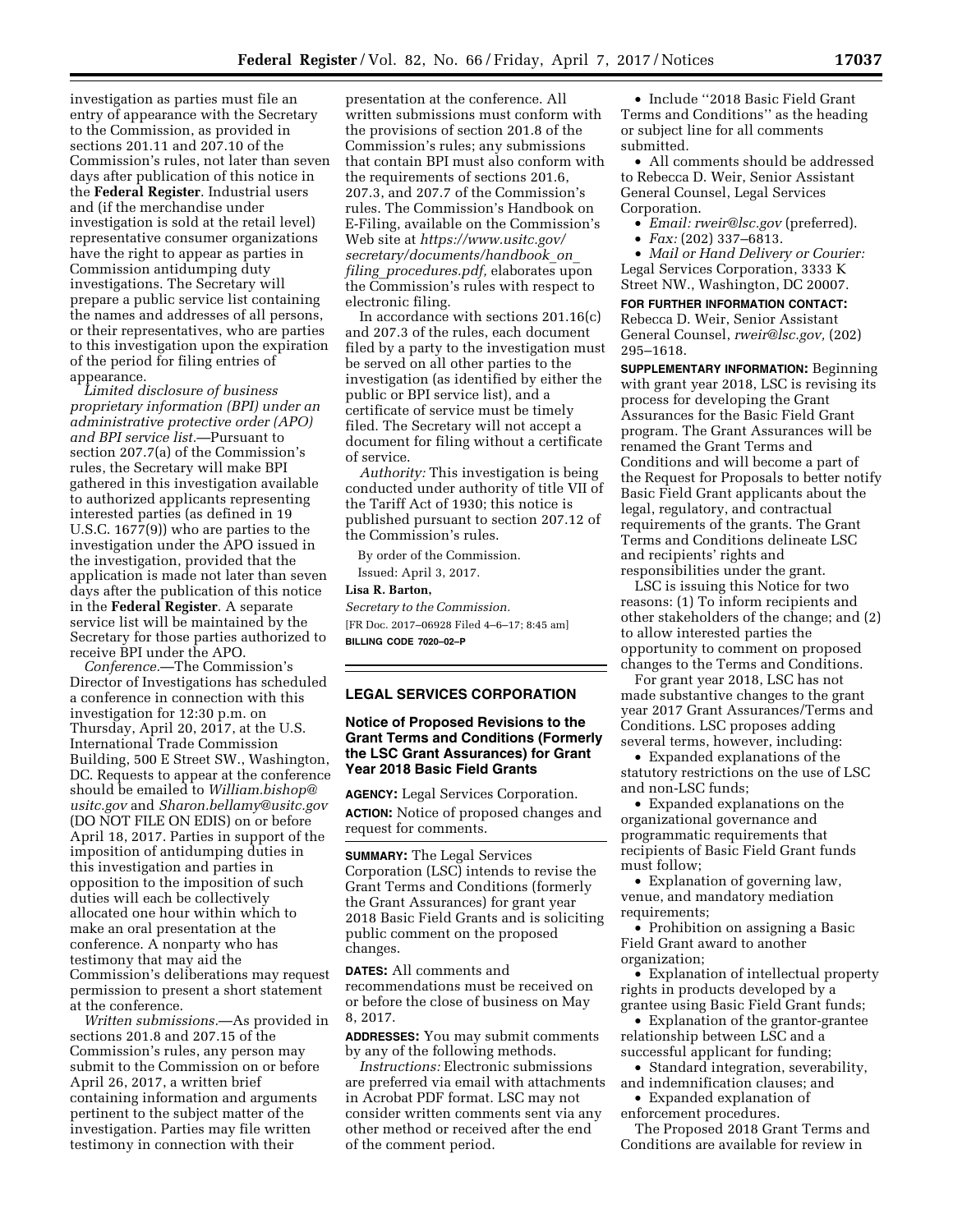investigation as parties must file an entry of appearance with the Secretary to the Commission, as provided in sections 201.11 and 207.10 of the Commission's rules, not later than seven days after publication of this notice in the **Federal Register**. Industrial users and (if the merchandise under investigation is sold at the retail level) representative consumer organizations have the right to appear as parties in Commission antidumping duty investigations. The Secretary will prepare a public service list containing the names and addresses of all persons, or their representatives, who are parties to this investigation upon the expiration of the period for filing entries of appearance.

*Limited disclosure of business proprietary information (BPI) under an administrative protective order (APO) and BPI service list.*—Pursuant to section 207.7(a) of the Commission's rules, the Secretary will make BPI gathered in this investigation available to authorized applicants representing interested parties (as defined in 19 U.S.C. 1677(9)) who are parties to the investigation under the APO issued in the investigation, provided that the application is made not later than seven days after the publication of this notice in the **Federal Register**. A separate service list will be maintained by the Secretary for those parties authorized to receive BPI under the APO.

*Conference.*—The Commission's Director of Investigations has scheduled a conference in connection with this investigation for 12:30 p.m. on Thursday, April 20, 2017, at the U.S. International Trade Commission Building, 500 E Street SW., Washington, DC. Requests to appear at the conference should be emailed to *William.bishop@usitc.gov* and *Sharon.bellamy@usitc.gov* (DO NOT FILE ON EDIS) on or before April 18, 2017. Parties in support of the imposition of antidumping duties in this investigation and parties in opposition to the imposition of such duties will each be collectively allocated one hour within which to make an oral presentation at the conference. A nonparty who has testimony that may aid the Commission's deliberations may request permission to present a short statement at the conference.

*Written submissions.*—As provided in sections 201.8 and 207.15 of the Commission's rules, any person may submit to the Commission on or before April 26, 2017, a written brief containing information and arguments pertinent to the subject matter of the investigation. Parties may file written testimony in connection with their presentation at the conference. All written submissions must conform with the provisions of section 201.8 of the Commission's rules; any submissions that contain BPI must also conform with the requirements of sections 201.6, 207.3, and 207.7 of the Commission's rules. The Commission's Handbook on E-Filing, available on the Commission's Web site at *https://www.usitc.gov/secretary/documents/handbook_on_filing_procedures.pdf,* elaborates upon the Commission's rules with respect to electronic filing.

In accordance with sections 201.16(c) and 207.3 of the rules, each document filed by a party to the investigation must be served on all other parties to the investigation (as identified by either the public or BPI service list), and a certificate of service must be timely filed. The Secretary will not accept a document for filing without a certificate of service.

*Authority:* This investigation is being conducted under authority of title VII of the Tariff Act of 1930; this notice is published pursuant to section 207.12 of the Commission's rules.

By order of the Commission.

Issued: April 3, 2017.

**Lisa R. Barton,**

*Secretary to the Commission.*

[FR Doc. 2017–06928 Filed 4–6–17; 8:45 am]

**BILLING CODE 7020–02–P**

## LEGAL SERVICES CORPORATION

### Notice of Proposed Revisions to the Grant Terms and Conditions (Formerly the LSC Grant Assurances) for Grant Year 2018 Basic Field Grants

**AGENCY:** Legal Services Corporation.

**ACTION:** Notice of proposed changes and request for comments.

**SUMMARY:** The Legal Services Corporation (LSC) intends to revise the Grant Terms and Conditions (formerly the Grant Assurances) for grant year 2018 Basic Field Grants and is soliciting public comment on the proposed changes.

**DATES:** All comments and recommendations must be received on or before the close of business on May 8, 2017.

**ADDRESSES:** You may submit comments by any of the following methods.

*Instructions:* Electronic submissions are preferred via email with attachments in Acrobat PDF format. LSC may not consider written comments sent via any other method or received after the end of the comment period.

- Include ''2018 Basic Field Grant Terms and Conditions'' as the heading or subject line for all comments submitted.
- All comments should be addressed to Rebecca D. Weir, Senior Assistant General Counsel, Legal Services Corporation.
- *Email: rweir@lsc.gov* (preferred).
- *Fax:* (202) 337–6813.
- *Mail or Hand Delivery or Courier:* Legal Services Corporation, 3333 K Street NW., Washington, DC 20007.

**FOR FURTHER INFORMATION CONTACT:** Rebecca D. Weir, Senior Assistant General Counsel, *rweir@lsc.gov,* (202) 295–1618.

**SUPPLEMENTARY INFORMATION:** Beginning with grant year 2018, LSC is revising its process for developing the Grant Assurances for the Basic Field Grant program. The Grant Assurances will be renamed the Grant Terms and Conditions and will become a part of the Request for Proposals to better notify Basic Field Grant applicants about the legal, regulatory, and contractual requirements of the grants. The Grant Terms and Conditions delineate LSC and recipients' rights and responsibilities under the grant.

LSC is issuing this Notice for two reasons: (1) To inform recipients and other stakeholders of the change; and (2) to allow interested parties the opportunity to comment on proposed changes to the Terms and Conditions.

For grant year 2018, LSC has not made substantive changes to the grant year 2017 Grant Assurances/Terms and Conditions. LSC proposes adding several terms, however, including:

- Expanded explanations of the statutory restrictions on the use of LSC and non-LSC funds;
- Expanded explanations on the organizational governance and programmatic requirements that recipients of Basic Field Grant funds must follow;
- Explanation of governing law, venue, and mandatory mediation requirements;
- Prohibition on assigning a Basic Field Grant award to another organization;
- Explanation of intellectual property rights in products developed by a grantee using Basic Field Grant funds;
- Explanation of the grantor-grantee relationship between LSC and a successful applicant for funding;
- Standard integration, severability, and indemnification clauses; and
- Expanded explanation of enforcement procedures.

The Proposed 2018 Grant Terms and Conditions are available for review in